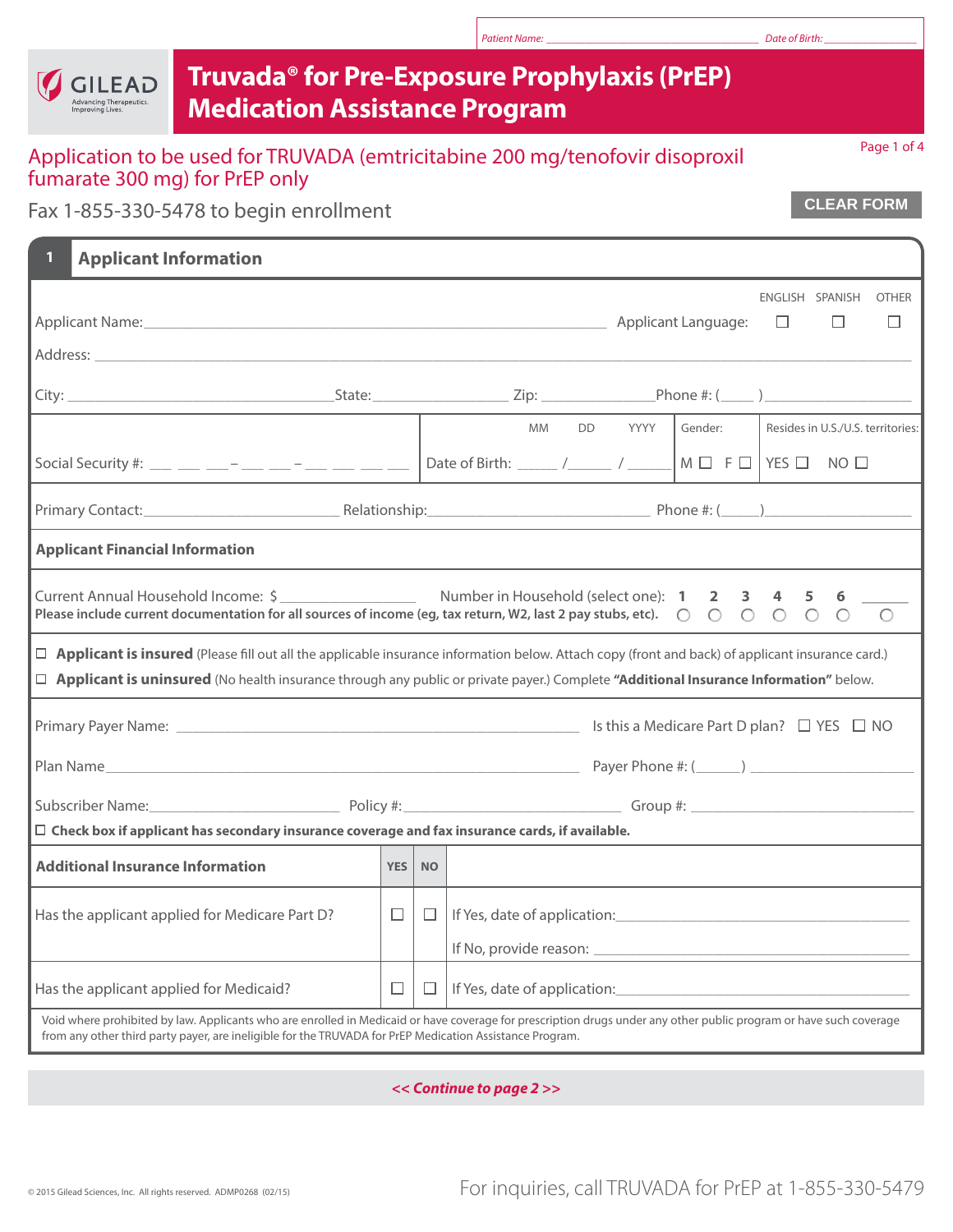Patient Name: ______________________ Date of Birth: ____________

GILEAD
Advancing Therapeutics. Improving Lives.

# Truvada® for Pre-Exposure Prophylaxis (PrEP) Medication Assistance Program

## Application to be used for TRUVADA (emtricitabine 200 mg/tenofovir disoproxil fumarate 300 mg) for PrEP only

Fax 1-855-330-5478 to begin enrollment

CLEAR FORM

## 1 Applicant Information

Applicant Name: ______________________________ Applicant Language: ☐ ENGLISH ☐ SPANISH ☐ OTHER

Address: ______________________________________________

City: ____________________ State: ____________ Zip: ____________ Phone #: (____) ______________

Social Security #: ___ ___ ___ – ___ ___ – ___ ___ ___ ___

Date of Birth: _____ / _____ / _____ (MM DD YYYY)

Gender: M ☐ F ☐

Resides in U.S./U.S. territories: YES ☐ NO ☐

Primary Contact: ____________________ Relationship: ____________________ Phone #: (_____) ______________

### Applicant Financial Information

Current Annual Household Income: $ ______________ Number in Household (select one): ○ 1 ○ 2 ○ 3 ○ 4 ○ 5 ○ 6 ○ _____

**Please include current documentation for all sources of income (eg, tax return, W2, last 2 pay stubs, etc).**

☐ **Applicant is insured** (Please fill out all the applicable insurance information below. Attach copy (front and back) of applicant insurance card.)

☐ **Applicant is uninsured** (No health insurance through any public or private payer.) Complete **"Additional Insurance Information"** below.

Primary Payer Name: ______________________________ Is this a Medicare Part D plan? ☐ YES ☐ NO

Plan Name ______________________________ Payer Phone #: (______) ______________

Subscriber Name: ____________________ Policy #: ____________________ Group #: ____________________

☐ **Check box if applicant has secondary insurance coverage and fax insurance cards, if available.**

| **Additional Insurance Information** | **YES** | **NO** | |
|---|---|---|---|
| Has the applicant applied for Medicare Part D? | ☐ | ☐ | If Yes, date of application: ______________ <br> If No, provide reason: ______________ |
| Has the applicant applied for Medicaid? | ☐ | ☐ | If Yes, date of application: ______________ |

Void where prohibited by law. Applicants who are enrolled in Medicaid or have coverage for prescription drugs under any other public program or have such coverage from any other third party payer, are ineligible for the TRUVADA for PrEP Medication Assistance Program.

***<< Continue to page 2 >>***

© 2015 Gilead Sciences, Inc. All rights reserved. ADMP0268 (02/15)

For inquiries, call TRUVADA for PrEP at 1-855-330-5479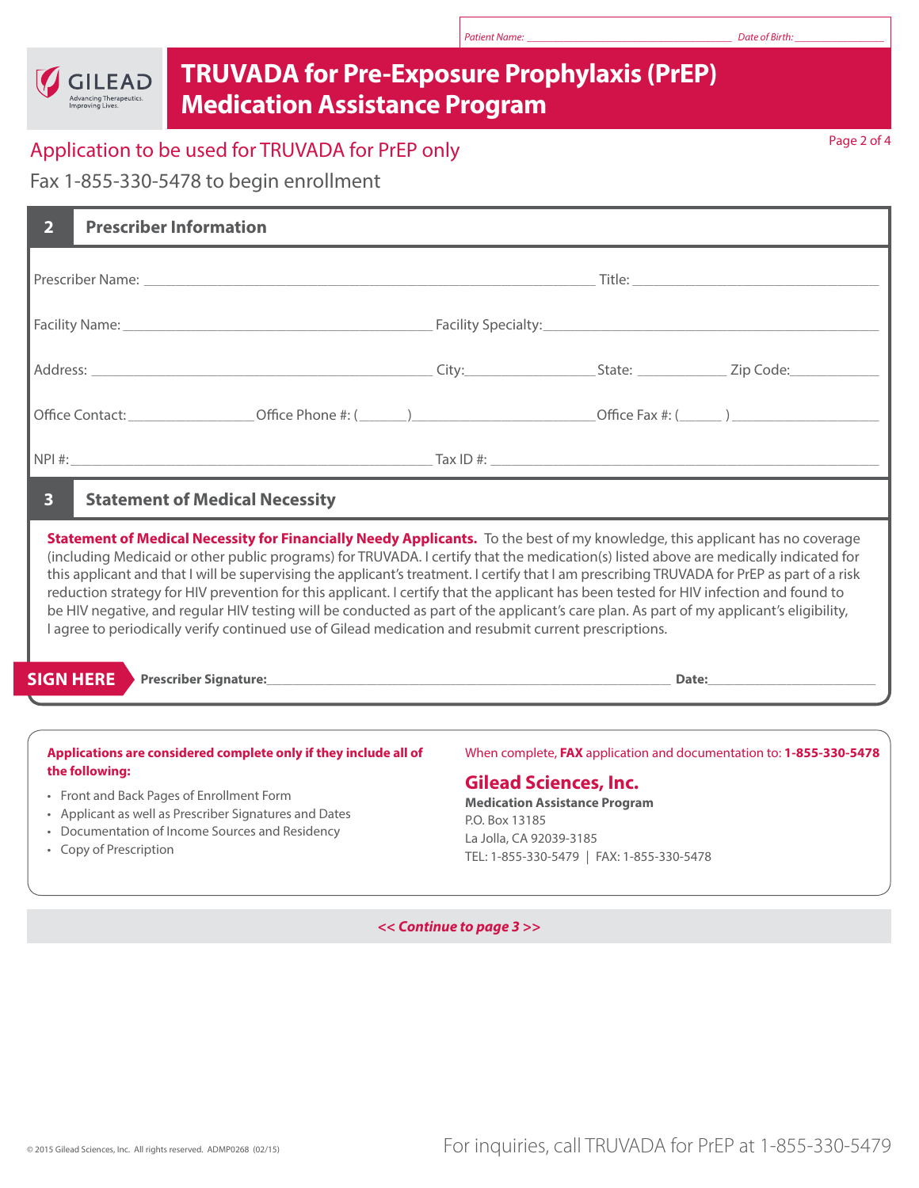Patient Name: ____________________ Date of Birth: ____________

GILEAD
Advancing Therapeutics. Improving Lives.

# TRUVADA for Pre-Exposure Prophylaxis (PrEP) Medication Assistance Program

## Application to be used for TRUVADA for PrEP only

Fax 1-855-330-5478 to begin enrollment

## 2 Prescriber Information

Prescriber Name: ______________________________ Title: ____________________

Facility Name: ______________________________ Facility Specialty: ______________________________

Address: ______________________________ City: ____________ State: ________ Zip Code: ________

Office Contact: ____________ Office Phone #: (______) ________________ Office Fax #: (______) ________________

NPI #: ______________________________ Tax ID #: ______________________________

## 3 Statement of Medical Necessity

**Statement of Medical Necessity for Financially Needy Applicants.** To the best of my knowledge, this applicant has no coverage (including Medicaid or other public programs) for TRUVADA. I certify that the medication(s) listed above are medically indicated for this applicant and that I will be supervising the applicant's treatment. I certify that I am prescribing TRUVADA for PrEP as part of a risk reduction strategy for HIV prevention for this applicant. I certify that the applicant has been tested for HIV infection and found to be HIV negative, and regular HIV testing will be conducted as part of the applicant's care plan. As part of my applicant's eligibility, I agree to periodically verify continued use of Gilead medication and resubmit current prescriptions.

**SIGN HERE** **Prescriber Signature:** ______________________________ **Date:** ____________

**Applications are considered complete only if they include all of the following:**

- Front and Back Pages of Enrollment Form
- Applicant as well as Prescriber Signatures and Dates
- Documentation of Income Sources and Residency
- Copy of Prescription

When complete, **FAX** application and documentation to: **1-855-330-5478**

**Gilead Sciences, Inc.**
**Medication Assistance Program**
P.O. Box 13185
La Jolla, CA 92039-3185
TEL: 1-855-330-5479 | FAX: 1-855-330-5478

***<< Continue to page 3 >>***

© 2015 Gilead Sciences, Inc. All rights reserved. ADMP0268 (02/15)

For inquiries, call TRUVADA for PrEP at 1-855-330-5479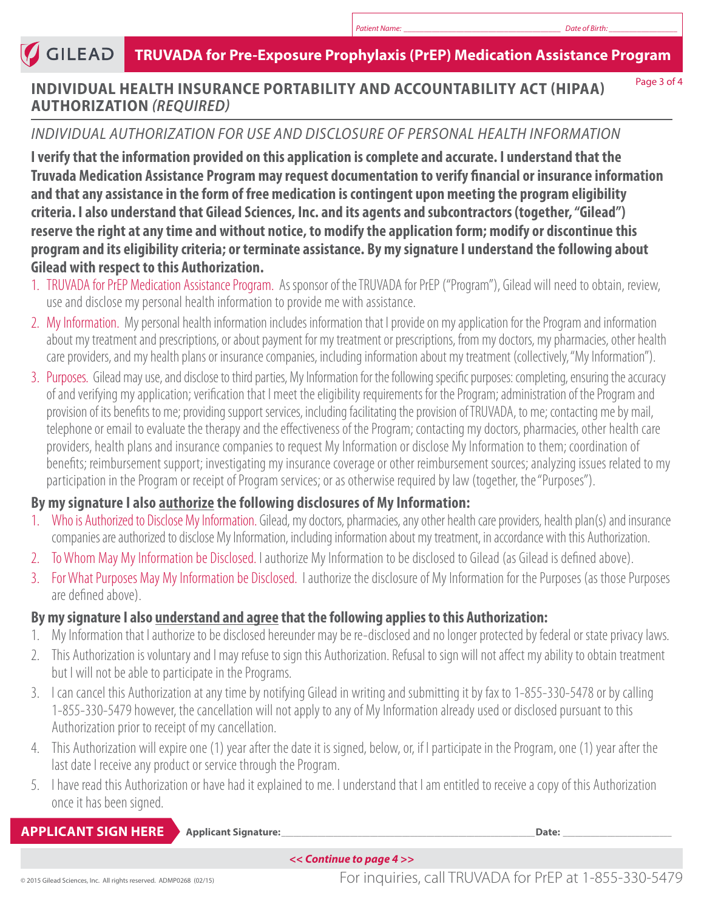Patient Name: ___________________ Date of Birth: ___________

GILEAD **TRUVADA for Pre-Exposure Prophylaxis (PrEP) Medication Assistance Program**

## INDIVIDUAL HEALTH INSURANCE PORTABILITY AND ACCOUNTABILITY ACT (HIPAA) AUTHORIZATION *(REQUIRED)*

### *INDIVIDUAL AUTHORIZATION FOR USE AND DISCLOSURE OF PERSONAL HEALTH INFORMATION*

**I verify that the information provided on this application is complete and accurate. I understand that the Truvada Medication Assistance Program may request documentation to verify financial or insurance information and that any assistance in the form of free medication is contingent upon meeting the program eligibility criteria. I also understand that Gilead Sciences, Inc. and its agents and subcontractors (together, "Gilead") reserve the right at any time and without notice, to modify the application form; modify or discontinue this program and its eligibility criteria; or terminate assistance. By my signature I understand the following about Gilead with respect to this Authorization.**

1. TRUVADA for PrEP Medication Assistance Program. As sponsor of the TRUVADA for PrEP ("Program"), Gilead will need to obtain, review, use and disclose my personal health information to provide me with assistance.
2. My Information. My personal health information includes information that I provide on my application for the Program and information about my treatment and prescriptions, or about payment for my treatment or prescriptions, from my doctors, my pharmacies, other health care providers, and my health plans or insurance companies, including information about my treatment (collectively, "My Information").
3. Purposes. Gilead may use, and disclose to third parties, My Information for the following specific purposes: completing, ensuring the accuracy of and verifying my application; verification that I meet the eligibility requirements for the Program; administration of the Program and provision of its benefits to me; providing support services, including facilitating the provision of TRUVADA, to me; contacting me by mail, telephone or email to evaluate the therapy and the effectiveness of the Program; contacting my doctors, pharmacies, other health care providers, health plans and insurance companies to request My Information or disclose My Information to them; coordination of benefits; reimbursement support; investigating my insurance coverage or other reimbursement sources; analyzing issues related to my participation in the Program or receipt of Program services; or as otherwise required by law (together, the "Purposes").

**By my signature I also <u>authorize</u> the following disclosures of My Information:**

1. Who is Authorized to Disclose My Information. Gilead, my doctors, pharmacies, any other health care providers, health plan(s) and insurance companies are authorized to disclose My Information, including information about my treatment, in accordance with this Authorization.
2. To Whom May My Information be Disclosed. I authorize My Information to be disclosed to Gilead (as Gilead is defined above).
3. For What Purposes May My Information be Disclosed. I authorize the disclosure of My Information for the Purposes (as those Purposes are defined above).

**By my signature I also <u>understand and agree</u> that the following applies to this Authorization:**

1. My Information that I authorize to be disclosed hereunder may be re-disclosed and no longer protected by federal or state privacy laws.
2. This Authorization is voluntary and I may refuse to sign this Authorization. Refusal to sign will not affect my ability to obtain treatment but I will not be able to participate in the Programs.
3. I can cancel this Authorization at any time by notifying Gilead in writing and submitting it by fax to 1-855-330-5478 or by calling 1-855-330-5479 however, the cancellation will not apply to any of My Information already used or disclosed pursuant to this Authorization prior to receipt of my cancellation.
4. This Authorization will expire one (1) year after the date it is signed, below, or, if I participate in the Program, one (1) year after the last date I receive any product or service through the Program.
5. I have read this Authorization or have had it explained to me. I understand that I am entitled to receive a copy of this Authorization once it has been signed.

**APPLICANT SIGN HERE** **Applicant Signature:**_____________________________ **Date:** ______________

***<< Continue to page 4 >>***

© 2015 Gilead Sciences, Inc. All rights reserved. ADMP0268 (02/15)

For inquiries, call TRUVADA for PrEP at 1-855-330-5479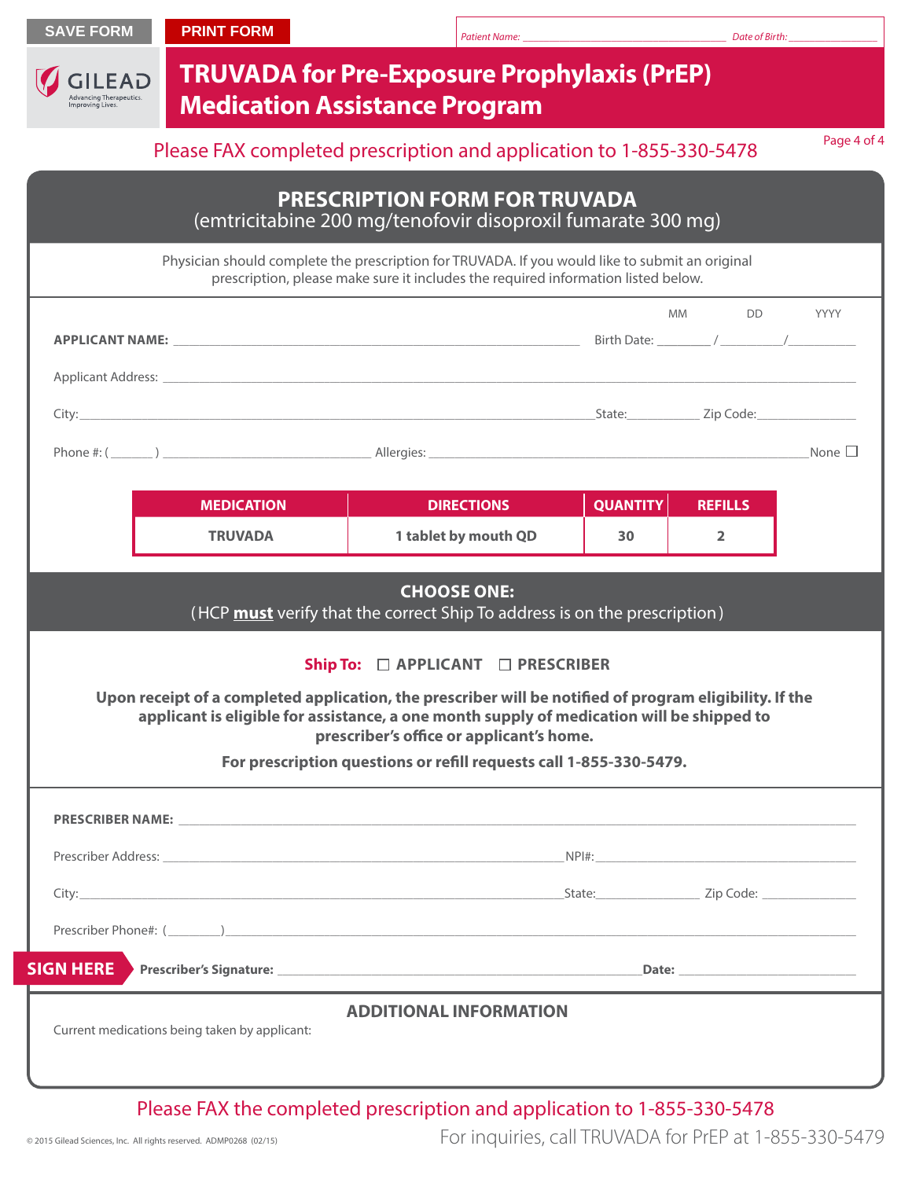SAVE FORM PRINT FORM

*Patient Name:* ______________________ *Date of Birth:* __________

GILEAD
Advancing Therapeutics. Improving Lives.

# TRUVADA for Pre-Exposure Prophylaxis (PrEP) Medication Assistance Program

Please FAX completed prescription and application to 1-855-330-5478

## PRESCRIPTION FORM FOR TRUVADA

(emtricitabine 200 mg/tenofovir disoproxil fumarate 300 mg)

Physician should complete the prescription for TRUVADA. If you would like to submit an original prescription, please make sure it includes the required information listed below.

**APPLICANT NAME:** ______________________ Birth Date: ____ / ____ / ______ (MM DD YYYY)

Applicant Address: ______________________

City: ______________________ State: ________ Zip Code: __________

Phone #: ( ______ ) ______________________ Allergies: ______________________ None ☐

| MEDICATION | DIRECTIONS | QUANTITY | REFILLS |
|---|---|---|---|
| TRUVADA | 1 tablet by mouth QD | 30 | 2 |

## CHOOSE ONE:

(HCP **must** verify that the correct Ship To address is on the prescription)

**Ship To:** ☐ **APPLICANT** ☐ **PRESCRIBER**

**Upon receipt of a completed application, the prescriber will be notified of program eligibility. If the applicant is eligible for assistance, a one month supply of medication will be shipped to prescriber's office or applicant's home.**

**For prescription questions or refill requests call 1-855-330-5479.**

**PRESCRIBER NAME:** ______________________

Prescriber Address: ______________________ NPI#: __________

City: ______________________ State: ________ Zip Code: __________

Prescriber Phone#: ( ______ ) ______________________

**SIGN HERE** **Prescriber's Signature:** ______________________ **Date:** __________

## ADDITIONAL INFORMATION

Current medications being taken by applicant:

Please FAX the completed prescription and application to 1-855-330-5478

© 2015 Gilead Sciences, Inc. All rights reserved. ADMP0268 (02/15)

For inquiries, call TRUVADA for PrEP at 1-855-330-5479